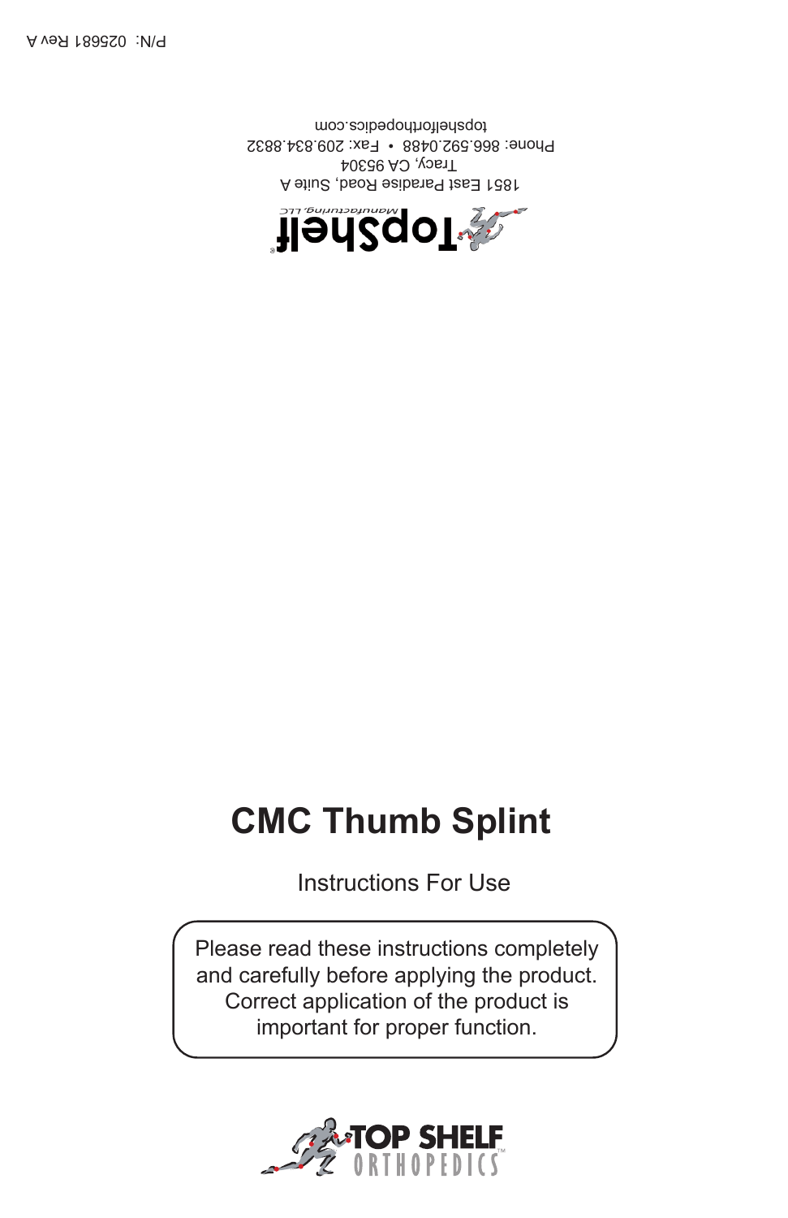P/N: 025681 Rev A

TopShelf®
Manufacturing, LLC

1851 East Paradise Road, Suite A
Tracy, CA 95304
Phone: 866.592.0488 • Fax: 209.834.8832
topshelforthopedics.com

# CMC Thumb Splint

Instructions For Use

Please read these instructions completely and carefully before applying the product. Correct application of the product is important for proper function.

TOP SHELF ORTHOPEDICS™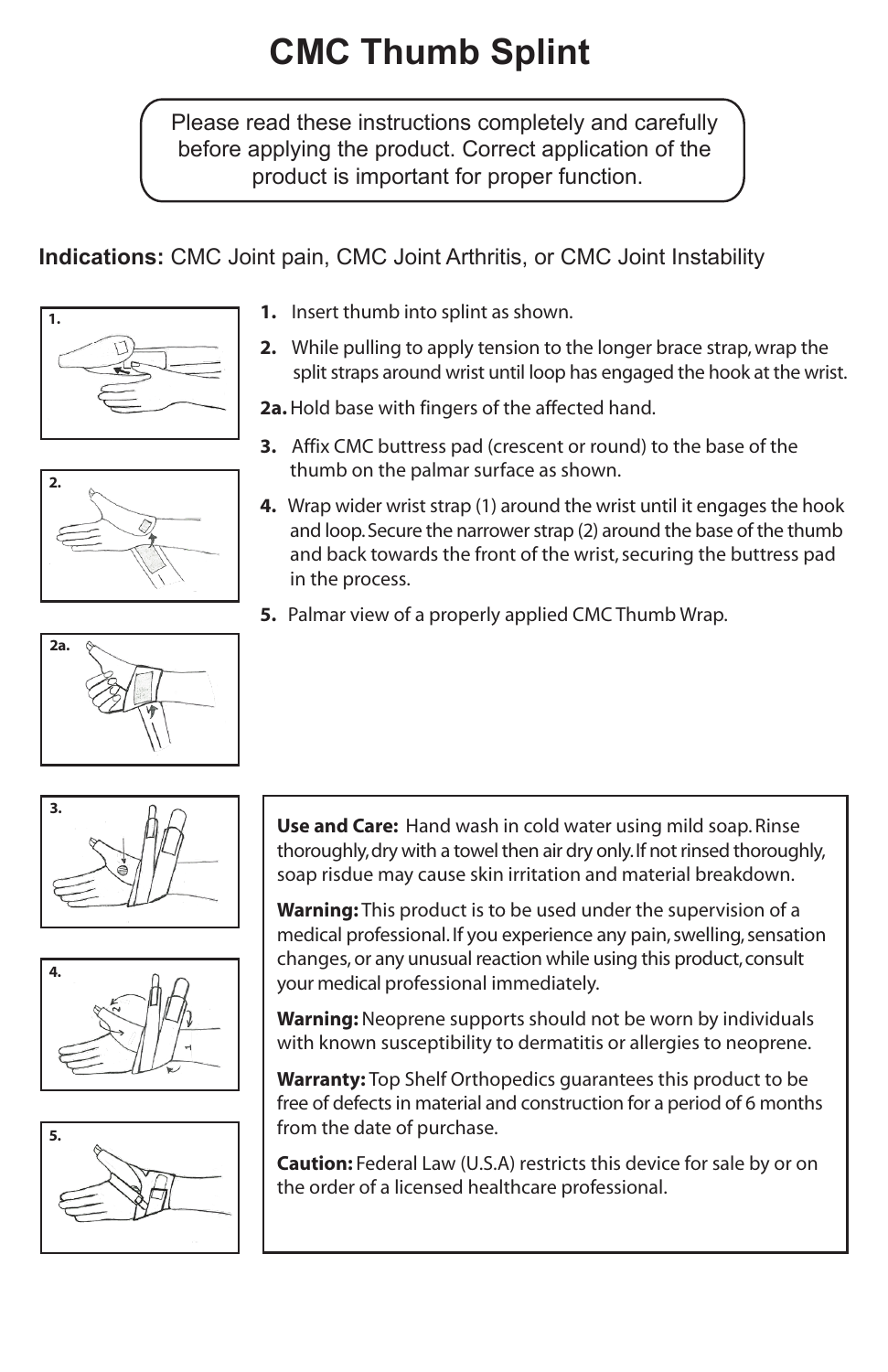# CMC Thumb Splint

Please read these instructions completely and carefully before applying the product. Correct application of the product is important for proper function.

**Indications:** CMC Joint pain, CMC Joint Arthritis, or CMC Joint Instability

1. Insert thumb into splint as shown.
2. While pulling to apply tension to the longer brace strap, wrap the split straps around wrist until loop has engaged the hook at the wrist.

**2a.** Hold base with fingers of the affected hand.

3. Affix CMC buttress pad (crescent or round) to the base of the thumb on the palmar surface as shown.
4. Wrap wider wrist strap (1) around the wrist until it engages the hook and loop. Secure the narrower strap (2) around the base of the thumb and back towards the front of the wrist, securing the buttress pad in the process.
5. Palmar view of a properly applied CMC Thumb Wrap.

**Use and Care:** Hand wash in cold water using mild soap. Rinse thoroughly, dry with a towel then air dry only. If not rinsed thoroughly, soap risdue may cause skin irritation and material breakdown.

**Warning:** This product is to be used under the supervision of a medical professional. If you experience any pain, swelling, sensation changes, or any unusual reaction while using this product, consult your medical professional immediately.

**Warning:** Neoprene supports should not be worn by individuals with known susceptibility to dermatitis or allergies to neoprene.

**Warranty:** Top Shelf Orthopedics guarantees this product to be free of defects in material and construction for a period of 6 months from the date of purchase.

**Caution:** Federal Law (U.S.A) restricts this device for sale by or on the order of a licensed healthcare professional.